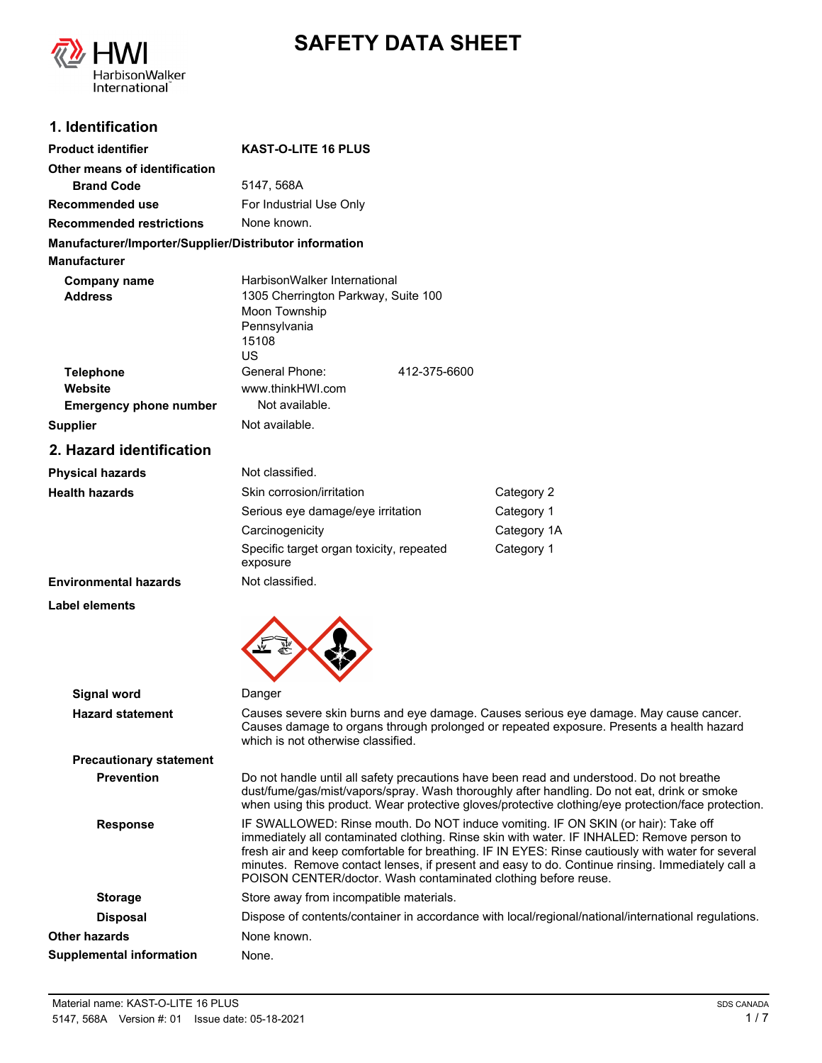# SAFETY DATA SHEET

## 1. Identification

| | |
|---|---|
| **Product identifier** | **KAST-O-LITE 16 PLUS** |
| **Other means of identification** | |
| **Brand Code** | 5147, 568A |
| **Recommended use** | For Industrial Use Only |
| **Recommended restrictions** | None known. |

**Manufacturer/Importer/Supplier/Distributor information**

**Manufacturer**

| | |
|---|---|
| **Company name** | HarbisonWalker International |
| **Address** | 1305 Cherrington Parkway, Suite 100<br>Moon Township<br>Pennsylvania<br>15108<br>US |
| **Telephone** | General Phone: 412-375-6600 |
| **Website** | www.thinkHWI.com |
| **Emergency phone number** | Not available. |
| **Supplier** | Not available. |

## 2. Hazard identification

| | | |
|---|---|---|
| **Physical hazards** | Not classified. | |
| **Health hazards** | Skin corrosion/irritation | Category 2 |
| | Serious eye damage/eye irritation | Category 1 |
| | Carcinogenicity | Category 1A |
| | Specific target organ toxicity, repeated exposure | Category 1 |
| **Environmental hazards** | Not classified. | |

**Label elements**

| | |
|---|---|
| **Signal word** | Danger |
| **Hazard statement** | Causes severe skin burns and eye damage. Causes serious eye damage. May cause cancer. Causes damage to organs through prolonged or repeated exposure. Presents a health hazard which is not otherwise classified. |

**Precautionary statement**

| | |
|---|---|
| **Prevention** | Do not handle until all safety precautions have been read and understood. Do not breathe dust/fume/gas/mist/vapors/spray. Wash thoroughly after handling. Do not eat, drink or smoke when using this product. Wear protective gloves/protective clothing/eye protection/face protection. |
| **Response** | IF SWALLOWED: Rinse mouth. Do NOT induce vomiting. IF ON SKIN (or hair): Take off immediately all contaminated clothing. Rinse skin with water. IF INHALED: Remove person to fresh air and keep comfortable for breathing. IF IN EYES: Rinse cautiously with water for several minutes. Remove contact lenses, if present and easy to do. Continue rinsing. Immediately call a POISON CENTER/doctor. Wash contaminated clothing before reuse. |
| **Storage** | Store away from incompatible materials. |
| **Disposal** | Dispose of contents/container in accordance with local/regional/national/international regulations. |
| **Other hazards** | None known. |
| **Supplemental information** | None. |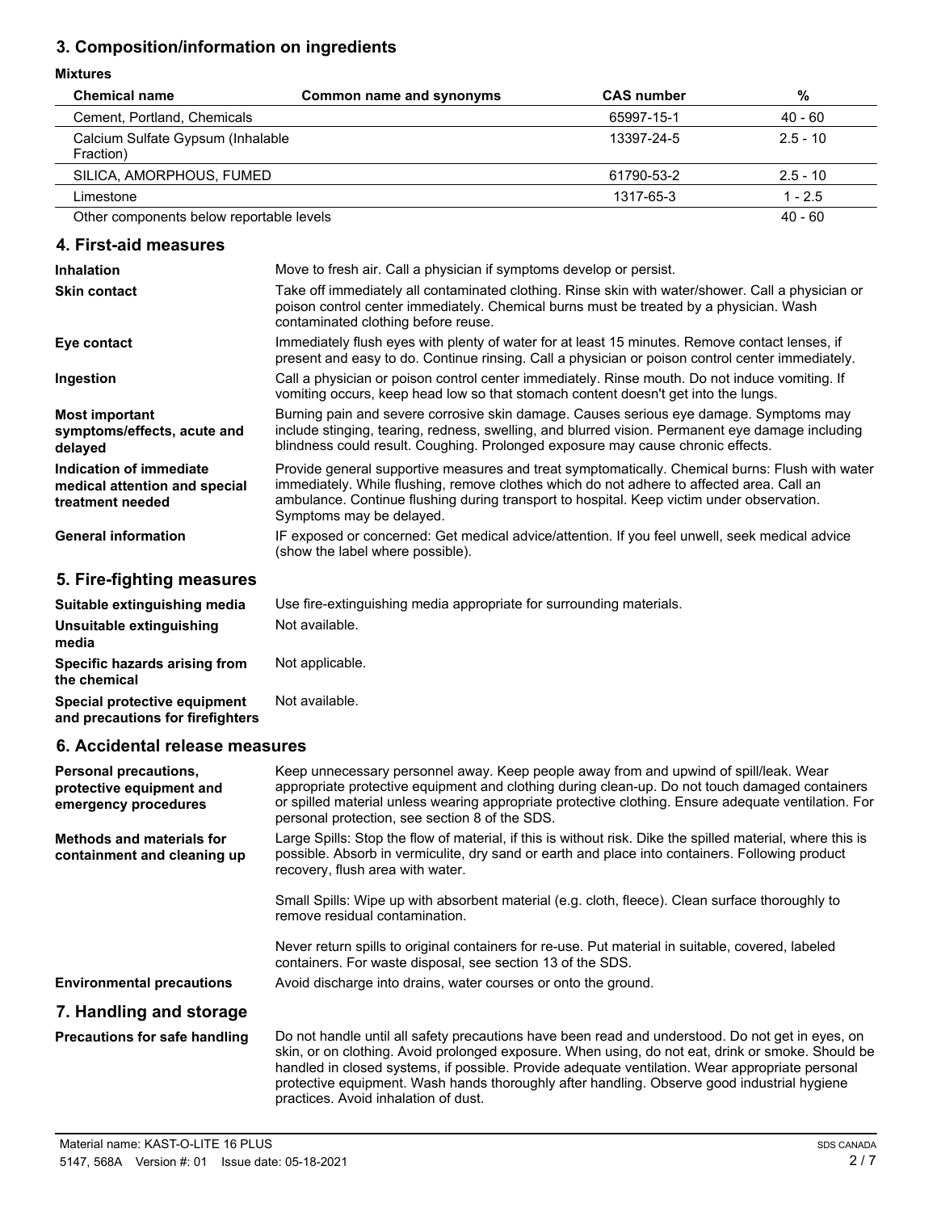## 3. Composition/information on ingredients

**Mixtures**

| Chemical name | Common name and synonyms | CAS number | % |
|---|---|---|---|
| Cement, Portland, Chemicals | | 65997-15-1 | 40 - 60 |
| Calcium Sulfate Gypsum (Inhalable Fraction) | | 13397-24-5 | 2.5 - 10 |
| SILICA, AMORPHOUS, FUMED | | 61790-53-2 | 2.5 - 10 |
| Limestone | | 1317-65-3 | 1 - 2.5 |
| Other components below reportable levels | | | 40 - 60 |

## 4. First-aid measures

**Inhalation**

Move to fresh air. Call a physician if symptoms develop or persist.

**Skin contact**

Take off immediately all contaminated clothing. Rinse skin with water/shower. Call a physician or poison control center immediately. Chemical burns must be treated by a physician. Wash contaminated clothing before reuse.

**Eye contact**

Immediately flush eyes with plenty of water for at least 15 minutes. Remove contact lenses, if present and easy to do. Continue rinsing. Call a physician or poison control center immediately.

**Ingestion**

Call a physician or poison control center immediately. Rinse mouth. Do not induce vomiting. If vomiting occurs, keep head low so that stomach content doesn't get into the lungs.

**Most important symptoms/effects, acute and delayed**

Burning pain and severe corrosive skin damage. Causes serious eye damage. Symptoms may include stinging, tearing, redness, swelling, and blurred vision. Permanent eye damage including blindness could result. Coughing. Prolonged exposure may cause chronic effects.

**Indication of immediate medical attention and special treatment needed**

Provide general supportive measures and treat symptomatically. Chemical burns: Flush with water immediately. While flushing, remove clothes which do not adhere to affected area. Call an ambulance. Continue flushing during transport to hospital. Keep victim under observation. Symptoms may be delayed.

**General information**

IF exposed or concerned: Get medical advice/attention. If you feel unwell, seek medical advice (show the label where possible).

## 5. Fire-fighting measures

**Suitable extinguishing media**

Use fire-extinguishing media appropriate for surrounding materials.

**Unsuitable extinguishing media**

Not available.

**Specific hazards arising from the chemical**

Not applicable.

**Special protective equipment and precautions for firefighters**

Not available.

## 6. Accidental release measures

**Personal precautions, protective equipment and emergency procedures**

Keep unnecessary personnel away. Keep people away from and upwind of spill/leak. Wear appropriate protective equipment and clothing during clean-up. Do not touch damaged containers or spilled material unless wearing appropriate protective clothing. Ensure adequate ventilation. For personal protection, see section 8 of the SDS.

**Methods and materials for containment and cleaning up**

Large Spills: Stop the flow of material, if this is without risk. Dike the spilled material, where this is possible. Absorb in vermiculite, dry sand or earth and place into containers. Following product recovery, flush area with water.

Small Spills: Wipe up with absorbent material (e.g. cloth, fleece). Clean surface thoroughly to remove residual contamination.

Never return spills to original containers for re-use. Put material in suitable, covered, labeled containers. For waste disposal, see section 13 of the SDS.

**Environmental precautions**

Avoid discharge into drains, water courses or onto the ground.

## 7. Handling and storage

**Precautions for safe handling**

Do not handle until all safety precautions have been read and understood. Do not get in eyes, on skin, or on clothing. Avoid prolonged exposure. When using, do not eat, drink or smoke. Should be handled in closed systems, if possible. Provide adequate ventilation. Wear appropriate personal protective equipment. Wash hands thoroughly after handling. Observe good industrial hygiene practices. Avoid inhalation of dust.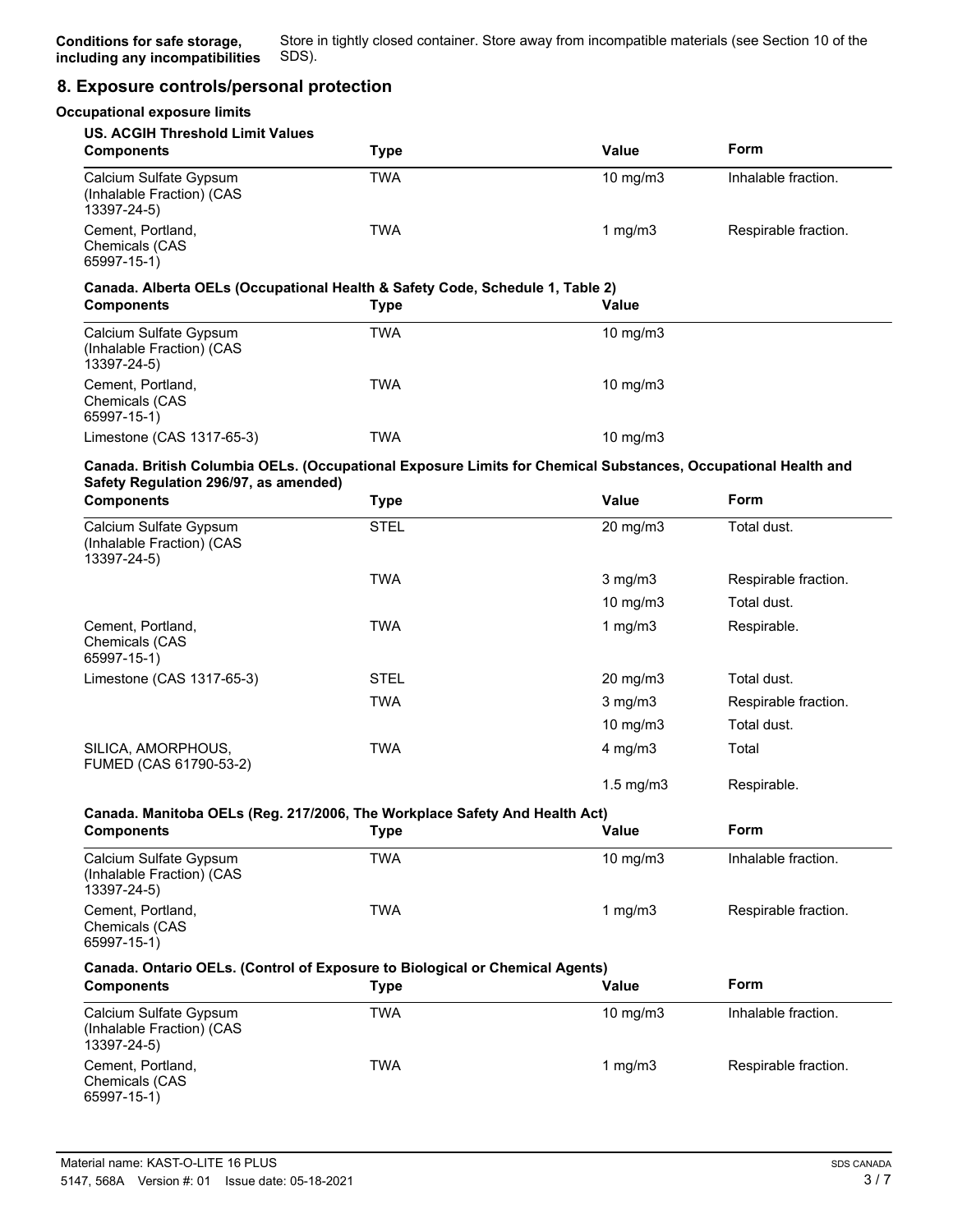**Conditions for safe storage, including any incompatibilities** Store in tightly closed container. Store away from incompatible materials (see Section 10 of the SDS).

## 8. Exposure controls/personal protection

### Occupational exposure limits

**US. ACGIH Threshold Limit Values**

| Components | Type | Value | Form |
|---|---|---|---|
| Calcium Sulfate Gypsum (Inhalable Fraction) (CAS 13397-24-5) | TWA | 10 mg/m3 | Inhalable fraction. |
| Cement, Portland, Chemicals (CAS 65997-15-1) | TWA | 1 mg/m3 | Respirable fraction. |

**Canada. Alberta OELs (Occupational Health & Safety Code, Schedule 1, Table 2)**

| Components | Type | Value |
|---|---|---|
| Calcium Sulfate Gypsum (Inhalable Fraction) (CAS 13397-24-5) | TWA | 10 mg/m3 |
| Cement, Portland, Chemicals (CAS 65997-15-1) | TWA | 10 mg/m3 |
| Limestone (CAS 1317-65-3) | TWA | 10 mg/m3 |

**Canada. British Columbia OELs. (Occupational Exposure Limits for Chemical Substances, Occupational Health and Safety Regulation 296/97, as amended)**

| Components | Type | Value | Form |
|---|---|---|---|
| Calcium Sulfate Gypsum (Inhalable Fraction) (CAS 13397-24-5) | STEL | 20 mg/m3 | Total dust. |
| | TWA | 3 mg/m3 | Respirable fraction. |
| | | 10 mg/m3 | Total dust. |
| Cement, Portland, Chemicals (CAS 65997-15-1) | TWA | 1 mg/m3 | Respirable. |
| Limestone (CAS 1317-65-3) | STEL | 20 mg/m3 | Total dust. |
| | TWA | 3 mg/m3 | Respirable fraction. |
| | | 10 mg/m3 | Total dust. |
| SILICA, AMORPHOUS, FUMED (CAS 61790-53-2) | TWA | 4 mg/m3 | Total |
| | | 1.5 mg/m3 | Respirable. |

**Canada. Manitoba OELs (Reg. 217/2006, The Workplace Safety And Health Act)**

| Components | Type | Value | Form |
|---|---|---|---|
| Calcium Sulfate Gypsum (Inhalable Fraction) (CAS 13397-24-5) | TWA | 10 mg/m3 | Inhalable fraction. |
| Cement, Portland, Chemicals (CAS 65997-15-1) | TWA | 1 mg/m3 | Respirable fraction. |

**Canada. Ontario OELs. (Control of Exposure to Biological or Chemical Agents)**

| Components | Type | Value | Form |
|---|---|---|---|
| Calcium Sulfate Gypsum (Inhalable Fraction) (CAS 13397-24-5) | TWA | 10 mg/m3 | Inhalable fraction. |
| Cement, Portland, Chemicals (CAS 65997-15-1) | TWA | 1 mg/m3 | Respirable fraction. |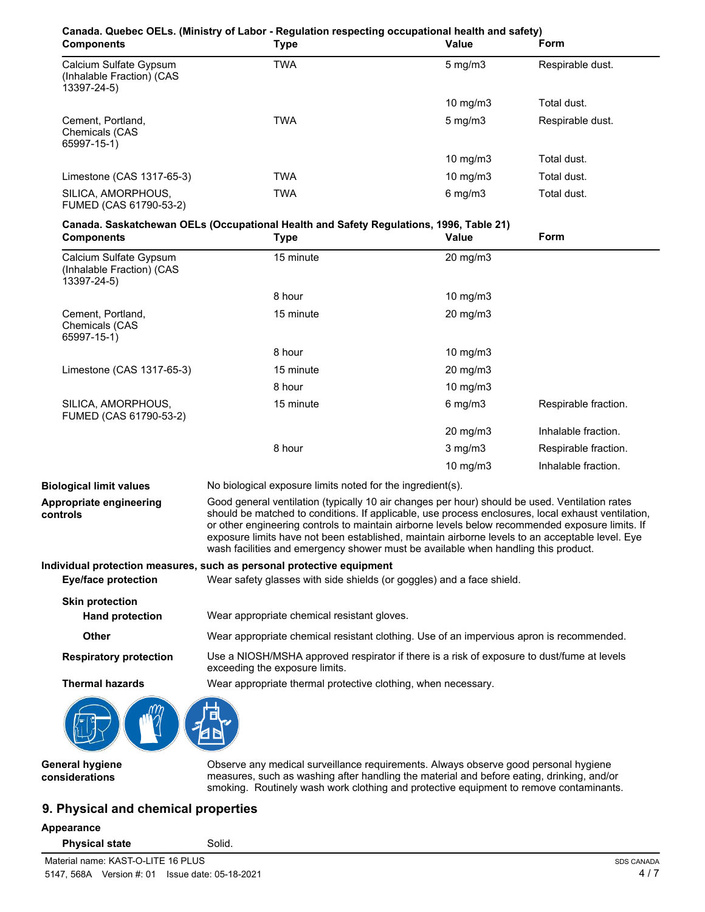**Canada. Quebec OELs. (Ministry of Labor - Regulation respecting occupational health and safety)**

| Components | Type | Value | Form |
| --- | --- | --- | --- |
| Calcium Sulfate Gypsum (Inhalable Fraction) (CAS 13397-24-5) | TWA | 5 mg/m3 | Respirable dust. |
| | | 10 mg/m3 | Total dust. |
| Cement, Portland, Chemicals (CAS 65997-15-1) | TWA | 5 mg/m3 | Respirable dust. |
| | | 10 mg/m3 | Total dust. |
| Limestone (CAS 1317-65-3) | TWA | 10 mg/m3 | Total dust. |
| SILICA, AMORPHOUS, FUMED (CAS 61790-53-2) | TWA | 6 mg/m3 | Total dust. |

**Canada. Saskatchewan OELs (Occupational Health and Safety Regulations, 1996, Table 21)**

| Components | Type | Value | Form |
| --- | --- | --- | --- |
| Calcium Sulfate Gypsum (Inhalable Fraction) (CAS 13397-24-5) | 15 minute | 20 mg/m3 | |
| | 8 hour | 10 mg/m3 | |
| Cement, Portland, Chemicals (CAS 65997-15-1) | 15 minute | 20 mg/m3 | |
| | 8 hour | 10 mg/m3 | |
| Limestone (CAS 1317-65-3) | 15 minute | 20 mg/m3 | |
| | 8 hour | 10 mg/m3 | |
| SILICA, AMORPHOUS, FUMED (CAS 61790-53-2) | 15 minute | 6 mg/m3 | Respirable fraction. |
| | | 20 mg/m3 | Inhalable fraction. |
| | 8 hour | 3 mg/m3 | Respirable fraction. |
| | | 10 mg/m3 | Inhalable fraction. |

**Biological limit values** No biological exposure limits noted for the ingredient(s).

**Appropriate engineering controls** Good general ventilation (typically 10 air changes per hour) should be used. Ventilation rates should be matched to conditions. If applicable, use process enclosures, local exhaust ventilation, or other engineering controls to maintain airborne levels below recommended exposure limits. If exposure limits have not been established, maintain airborne levels to an acceptable level. Eye wash facilities and emergency shower must be available when handling this product.

**Individual protection measures, such as personal protective equipment**

**Eye/face protection** Wear safety glasses with side shields (or goggles) and a face shield.

**Skin protection**

**Hand protection** Wear appropriate chemical resistant gloves.

**Other** Wear appropriate chemical resistant clothing. Use of an impervious apron is recommended.

**Respiratory protection** Use a NIOSH/MSHA approved respirator if there is a risk of exposure to dust/fume at levels exceeding the exposure limits.

**Thermal hazards** Wear appropriate thermal protective clothing, when necessary.

**General hygiene considerations** Observe any medical surveillance requirements. Always observe good personal hygiene measures, such as washing after handling the material and before eating, drinking, and/or smoking. Routinely wash work clothing and protective equipment to remove contaminants.

## 9. Physical and chemical properties

**Appearance**

**Physical state** Solid.

Material name: KAST-O-LITE 16 PLUS
5147, 568A Version #: 01 Issue date: 05-18-2021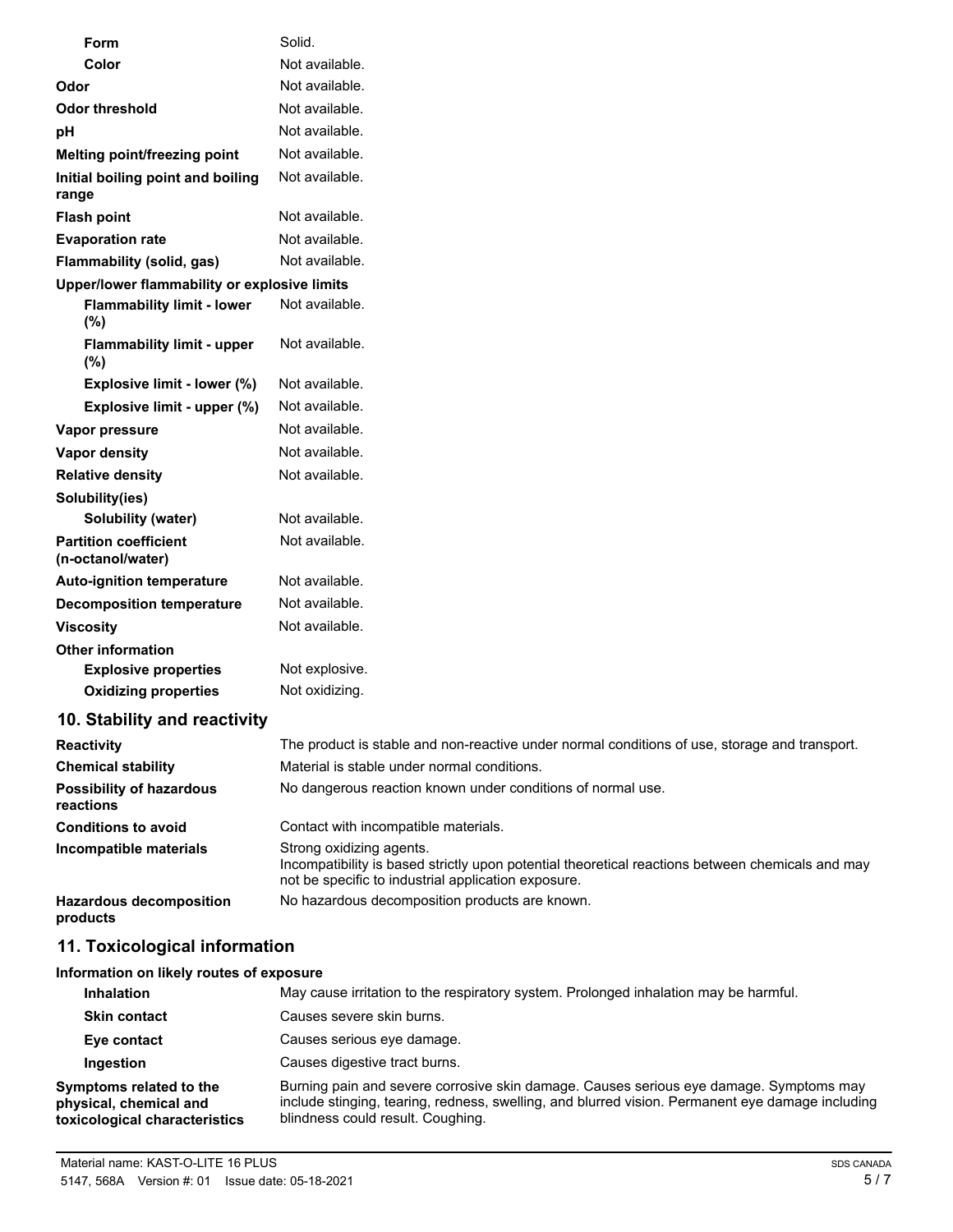| | |
|---|---|
| **Form** | Solid. |
| **Color** | Not available. |
| **Odor** | Not available. |
| **Odor threshold** | Not available. |
| **pH** | Not available. |
| **Melting point/freezing point** | Not available. |
| **Initial boiling point and boiling range** | Not available. |
| **Flash point** | Not available. |
| **Evaporation rate** | Not available. |
| **Flammability (solid, gas)** | Not available. |
| **Upper/lower flammability or explosive limits** | |
| **Flammability limit - lower (%)** | Not available. |
| **Flammability limit - upper (%)** | Not available. |
| **Explosive limit - lower (%)** | Not available. |
| **Explosive limit - upper (%)** | Not available. |
| **Vapor pressure** | Not available. |
| **Vapor density** | Not available. |
| **Relative density** | Not available. |
| **Solubility(ies)** | |
| **Solubility (water)** | Not available. |
| **Partition coefficient (n-octanol/water)** | Not available. |
| **Auto-ignition temperature** | Not available. |
| **Decomposition temperature** | Not available. |
| **Viscosity** | Not available. |
| **Other information** | |
| **Explosive properties** | Not explosive. |
| **Oxidizing properties** | Not oxidizing. |

## 10. Stability and reactivity

| | |
|---|---|
| **Reactivity** | The product is stable and non-reactive under normal conditions of use, storage and transport. |
| **Chemical stability** | Material is stable under normal conditions. |
| **Possibility of hazardous reactions** | No dangerous reaction known under conditions of normal use. |
| **Conditions to avoid** | Contact with incompatible materials. |
| **Incompatible materials** | Strong oxidizing agents.<br>Incompatibility is based strictly upon potential theoretical reactions between chemicals and may not be specific to industrial application exposure. |
| **Hazardous decomposition products** | No hazardous decomposition products are known. |

## 11. Toxicological information

**Information on likely routes of exposure**

| | |
|---|---|
| **Inhalation** | May cause irritation to the respiratory system. Prolonged inhalation may be harmful. |
| **Skin contact** | Causes severe skin burns. |
| **Eye contact** | Causes serious eye damage. |
| **Ingestion** | Causes digestive tract burns. |
| **Symptoms related to the physical, chemical and toxicological characteristics** | Burning pain and severe corrosive skin damage. Causes serious eye damage. Symptoms may include stinging, tearing, redness, swelling, and blurred vision. Permanent eye damage including blindness could result. Coughing. |

Material name: KAST-O-LITE 16 PLUS
5147, 568A Version #: 01 Issue date: 05-18-2021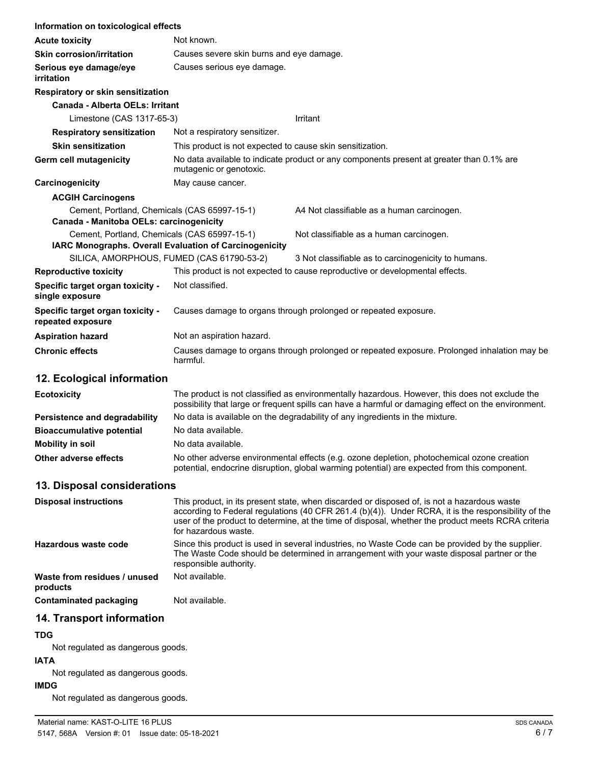**Information on toxicological effects**

| | |
|---|---|
| **Acute toxicity** | Not known. |
| **Skin corrosion/irritation** | Causes severe skin burns and eye damage. |
| **Serious eye damage/eye irritation** | Causes serious eye damage. |

**Respiratory or skin sensitization**

**Canada - Alberta OELs: Irritant**

| | |
|---|---|
| Limestone (CAS 1317-65-3) | Irritant |

| | |
|---|---|
| **Respiratory sensitization** | Not a respiratory sensitizer. |
| **Skin sensitization** | This product is not expected to cause skin sensitization. |
| **Germ cell mutagenicity** | No data available to indicate product or any components present at greater than 0.1% are mutagenic or genotoxic. |
| **Carcinogenicity** | May cause cancer. |

**ACGIH Carcinogens**

| | |
|---|---|
| Cement, Portland, Chemicals (CAS 65997-15-1) | A4 Not classifiable as a human carcinogen. |

**Canada - Manitoba OELs: carcinogenicity**

| | |
|---|---|
| Cement, Portland, Chemicals (CAS 65997-15-1) | Not classifiable as a human carcinogen. |

**IARC Monographs. Overall Evaluation of Carcinogenicity**

| | |
|---|---|
| SILICA, AMORPHOUS, FUMED (CAS 61790-53-2) | 3 Not classifiable as to carcinogenicity to humans. |

| | |
|---|---|
| **Reproductive toxicity** | This product is not expected to cause reproductive or developmental effects. |
| **Specific target organ toxicity - single exposure** | Not classified. |
| **Specific target organ toxicity - repeated exposure** | Causes damage to organs through prolonged or repeated exposure. |
| **Aspiration hazard** | Not an aspiration hazard. |
| **Chronic effects** | Causes damage to organs through prolonged or repeated exposure. Prolonged inhalation may be harmful. |

## 12. Ecological information

| | |
|---|---|
| **Ecotoxicity** | The product is not classified as environmentally hazardous. However, this does not exclude the possibility that large or frequent spills can have a harmful or damaging effect on the environment. |
| **Persistence and degradability** | No data is available on the degradability of any ingredients in the mixture. |
| **Bioaccumulative potential** | No data available. |
| **Mobility in soil** | No data available. |
| **Other adverse effects** | No other adverse environmental effects (e.g. ozone depletion, photochemical ozone creation potential, endocrine disruption, global warming potential) are expected from this component. |

## 13. Disposal considerations

| | |
|---|---|
| **Disposal instructions** | This product, in its present state, when discarded or disposed of, is not a hazardous waste according to Federal regulations (40 CFR 261.4 (b)(4)). Under RCRA, it is the responsibility of the user of the product to determine, at the time of disposal, whether the product meets RCRA criteria for hazardous waste. |
| **Hazardous waste code** | Since this product is used in several industries, no Waste Code can be provided by the supplier. The Waste Code should be determined in arrangement with your waste disposal partner or the responsible authority. |
| **Waste from residues / unused products** | Not available. |
| **Contaminated packaging** | Not available. |

## 14. Transport information

**TDG**

Not regulated as dangerous goods.

**IATA**

Not regulated as dangerous goods.

**IMDG**

Not regulated as dangerous goods.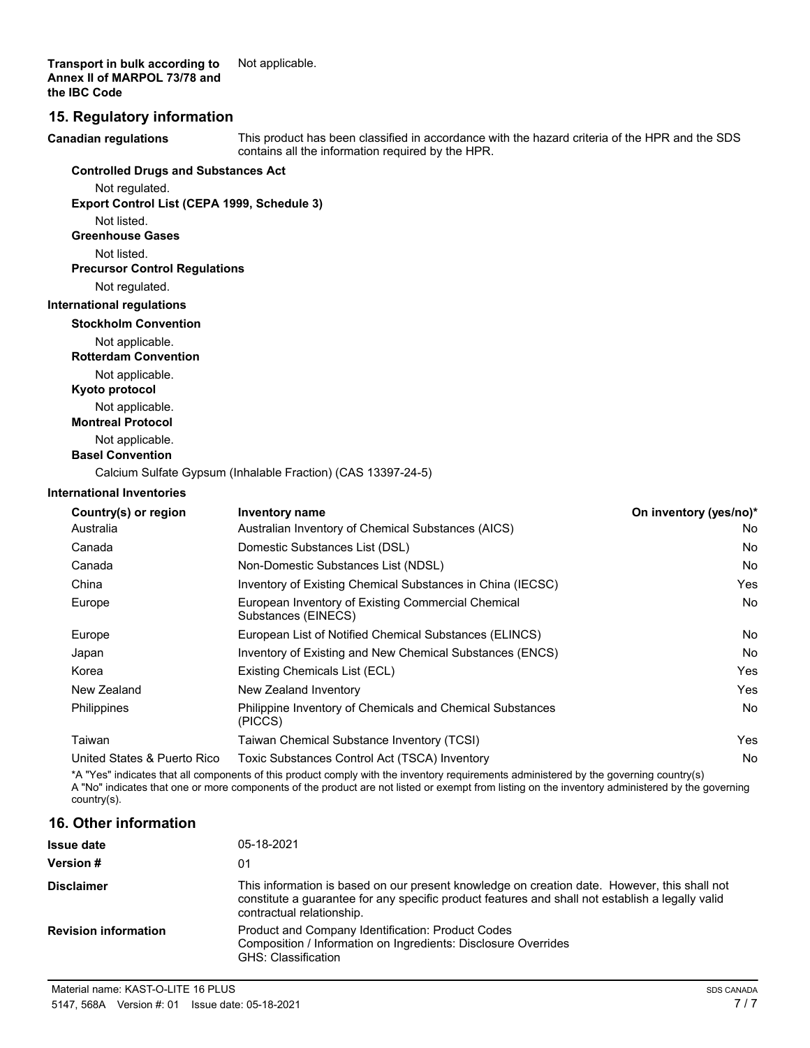**Transport in bulk according to Annex II of MARPOL 73/78 and the IBC Code** Not applicable.

## 15. Regulatory information

**Canadian regulations** This product has been classified in accordance with the hazard criteria of the HPR and the SDS contains all the information required by the HPR.

**Controlled Drugs and Substances Act**

Not regulated.

**Export Control List (CEPA 1999, Schedule 3)**

Not listed.

**Greenhouse Gases**

Not listed.

**Precursor Control Regulations**

Not regulated.

**International regulations**

**Stockholm Convention**

Not applicable.

**Rotterdam Convention**

Not applicable.

**Kyoto protocol**

Not applicable.

**Montreal Protocol**

Not applicable.

**Basel Convention**

Calcium Sulfate Gypsum (Inhalable Fraction) (CAS 13397-24-5)

**International Inventories**

| Country(s) or region | Inventory name | On inventory (yes/no)* |
|---|---|---|
| Australia | Australian Inventory of Chemical Substances (AICS) | No |
| Canada | Domestic Substances List (DSL) | No |
| Canada | Non-Domestic Substances List (NDSL) | No |
| China | Inventory of Existing Chemical Substances in China (IECSC) | Yes |
| Europe | European Inventory of Existing Commercial Chemical Substances (EINECS) | No |
| Europe | European List of Notified Chemical Substances (ELINCS) | No |
| Japan | Inventory of Existing and New Chemical Substances (ENCS) | No |
| Korea | Existing Chemicals List (ECL) | Yes |
| New Zealand | New Zealand Inventory | Yes |
| Philippines | Philippine Inventory of Chemicals and Chemical Substances (PICCS) | No |
| Taiwan | Taiwan Chemical Substance Inventory (TCSI) | Yes |
| United States & Puerto Rico | Toxic Substances Control Act (TSCA) Inventory | No |

*A "Yes" indicates that all components of this product comply with the inventory requirements administered by the governing country(s)
A "No" indicates that one or more components of the product are not listed or exempt from listing on the inventory administered by the governing country(s).

## 16. Other information

**Issue date** 05-18-2021

**Version #** 01

**Disclaimer** This information is based on our present knowledge on creation date. However, this shall not constitute a guarantee for any specific product features and shall not establish a legally valid contractual relationship.

**Revision information** Product and Company Identification: Product Codes
Composition / Information on Ingredients: Disclosure Overrides
GHS: Classification